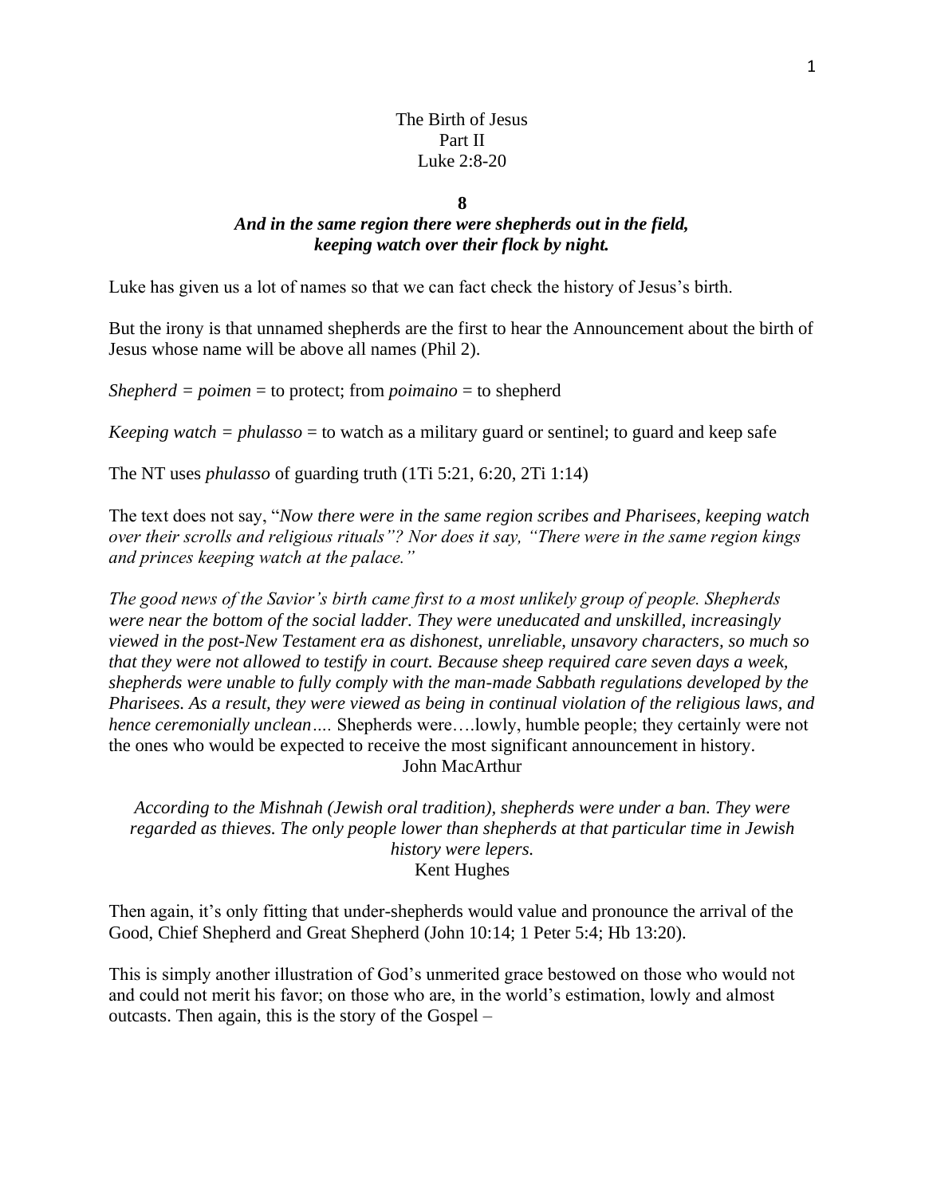# The Birth of Jesus
## Part II
## Luke 2:8-20

**8**

***And in the same region there were shepherds out in the field, keeping watch over their flock by night.***

Luke has given us a lot of names so that we can fact check the history of Jesus's birth.

But the irony is that unnamed shepherds are the first to hear the Announcement about the birth of Jesus whose name will be above all names (Phil 2).

*Shepherd = poimen* = to protect; from *poimaino* = to shepherd

*Keeping watch = phulasso* = to watch as a military guard or sentinel; to guard and keep safe

The NT uses *phulasso* of guarding truth (1Ti 5:21, 6:20, 2Ti 1:14)

The text does not say, "*Now there were in the same region scribes and Pharisees, keeping watch over their scrolls and religious rituals"? Nor does it say, "There were in the same region kings and princes keeping watch at the palace."*

*The good news of the Savior's birth came first to a most unlikely group of people. Shepherds were near the bottom of the social ladder. They were uneducated and unskilled, increasingly viewed in the post-New Testament era as dishonest, unreliable, unsavory characters, so much so that they were not allowed to testify in court. Because sheep required care seven days a week, shepherds were unable to fully comply with the man-made Sabbath regulations developed by the Pharisees. As a result, they were viewed as being in continual violation of the religious laws, and hence ceremonially unclean….* Shepherds were….lowly, humble people; they certainly were not the ones who would be expected to receive the most significant announcement in history.

John MacArthur

*According to the Mishnah (Jewish oral tradition), shepherds were under a ban. They were regarded as thieves. The only people lower than shepherds at that particular time in Jewish history were lepers.*

Kent Hughes

Then again, it's only fitting that under-shepherds would value and pronounce the arrival of the Good, Chief Shepherd and Great Shepherd (John 10:14; 1 Peter 5:4; Hb 13:20).

This is simply another illustration of God's unmerited grace bestowed on those who would not and could not merit his favor; on those who are, in the world's estimation, lowly and almost outcasts. Then again, this is the story of the Gospel –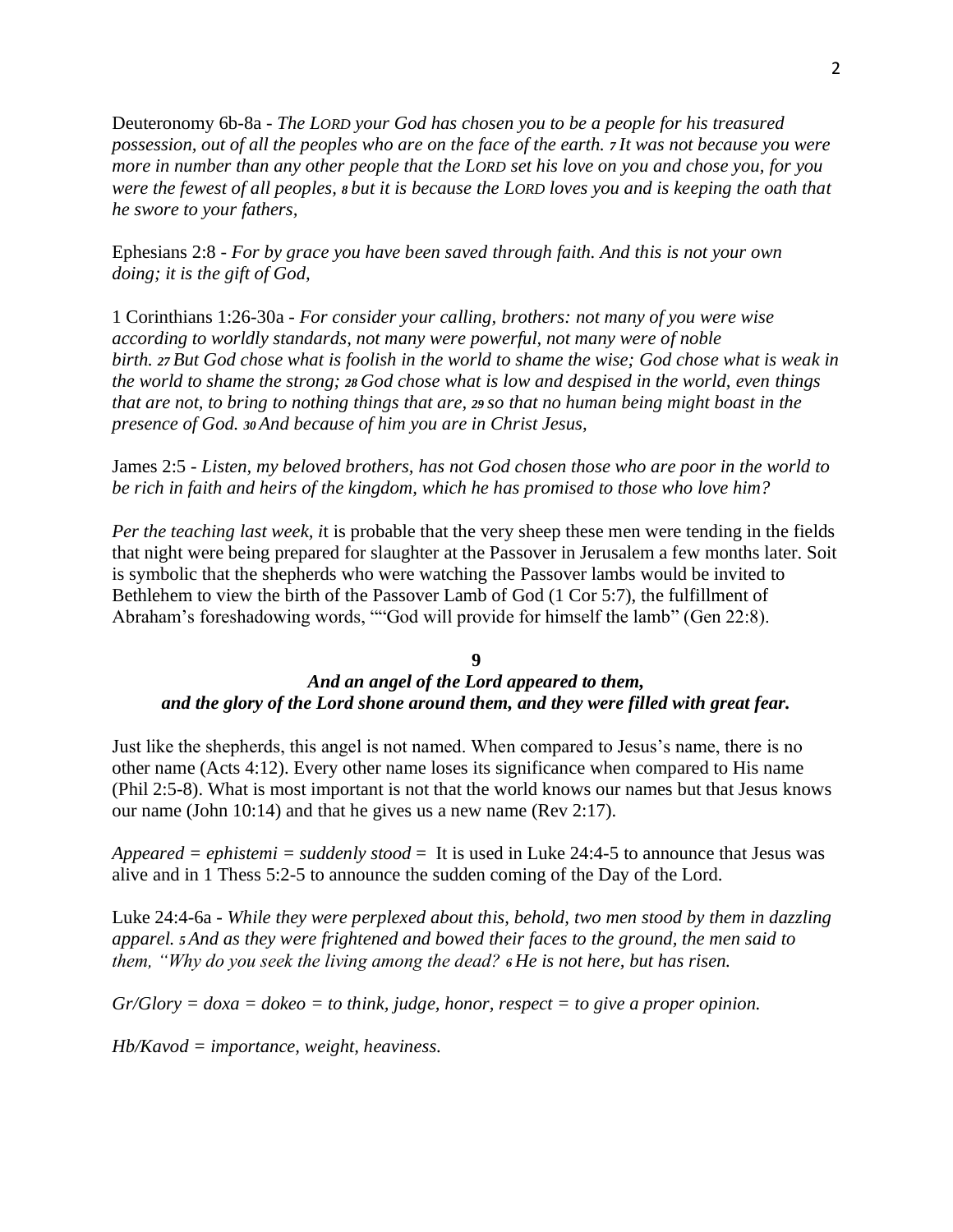Deuteronomy 6b-8a - *The LORD your God has chosen you to be a people for his treasured possession, out of all the peoples who are on the face of the earth. 7 It was not because you were more in number than any other people that the LORD set his love on you and chose you, for you were the fewest of all peoples, 8 but it is because the LORD loves you and is keeping the oath that he swore to your fathers,*

Ephesians 2:8 - *For by grace you have been saved through faith. And this is not your own doing; it is the gift of God,*

1 Corinthians 1:26-30a - *For consider your calling, brothers: not many of you were wise according to worldly standards, not many were powerful, not many were of noble birth. 27 But God chose what is foolish in the world to shame the wise; God chose what is weak in the world to shame the strong; 28 God chose what is low and despised in the world, even things that are not, to bring to nothing things that are, 29 so that no human being might boast in the presence of God. 30 And because of him you are in Christ Jesus,*

James 2:5 - *Listen, my beloved brothers, has not God chosen those who are poor in the world to be rich in faith and heirs of the kingdom, which he has promised to those who love him?*

*Per the teaching last week, i*t is probable that the very sheep these men were tending in the fields that night were being prepared for slaughter at the Passover in Jerusalem a few months later. Soit is symbolic that the shepherds who were watching the Passover lambs would be invited to Bethlehem to view the birth of the Passover Lamb of God (1 Cor 5:7), the fulfillment of Abraham's foreshadowing words, ""God will provide for himself the lamb" (Gen 22:8).

**9**

***And an angel of the Lord appeared to them,***
***and the glory of the Lord shone around them, and they were filled with great fear.***

Just like the shepherds, this angel is not named. When compared to Jesus's name, there is no other name (Acts 4:12). Every other name loses its significance when compared to His name (Phil 2:5-8). What is most important is not that the world knows our names but that Jesus knows our name (John 10:14) and that he gives us a new name (Rev 2:17).

*Appeared = ephistemi = suddenly stood =* It is used in Luke 24:4-5 to announce that Jesus was alive and in 1 Thess 5:2-5 to announce the sudden coming of the Day of the Lord.

Luke 24:4-6a - *While they were perplexed about this, behold, two men stood by them in dazzling apparel. 5 And as they were frightened and bowed their faces to the ground, the men said to them, "Why do you seek the living among the dead? 6 He is not here, but has risen.*

*Gr/Glory = doxa = dokeo = to think, judge, honor, respect = to give a proper opinion.*

*Hb/Kavod = importance, weight, heaviness.*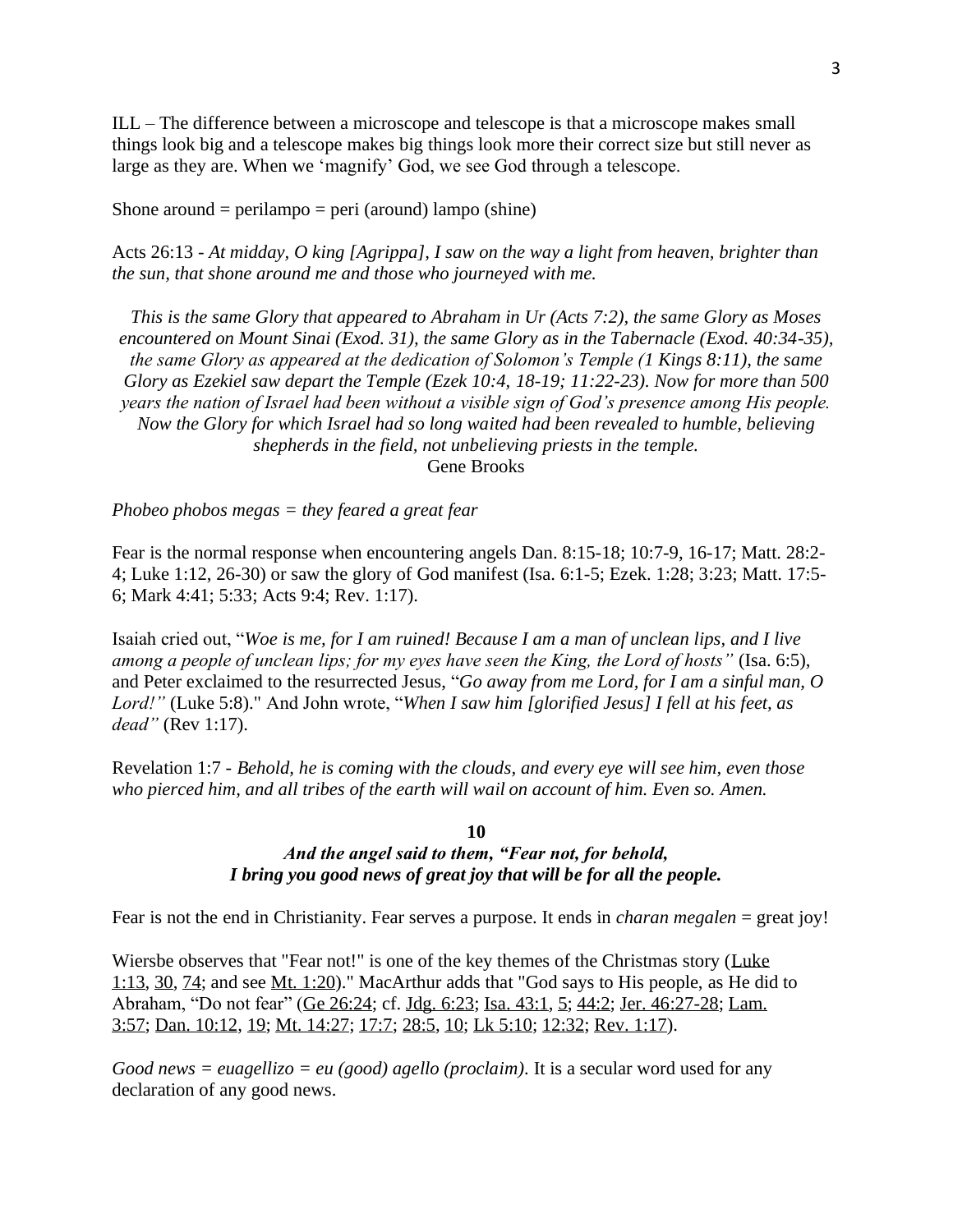ILL – The difference between a microscope and telescope is that a microscope makes small things look big and a telescope makes big things look more their correct size but still never as large as they are. When we 'magnify' God, we see God through a telescope.

Shone around = perilampo = peri (around) lampo (shine)

Acts 26:13 - *At midday, O king [Agrippa], I saw on the way a light from heaven, brighter than the sun, that shone around me and those who journeyed with me.*

> *This is the same Glory that appeared to Abraham in Ur (Acts 7:2), the same Glory as Moses encountered on Mount Sinai (Exod. 31), the same Glory as in the Tabernacle (Exod. 40:34-35), the same Glory as appeared at the dedication of Solomon's Temple (1 Kings 8:11), the same Glory as Ezekiel saw depart the Temple (Ezek 10:4, 18-19; 11:22-23). Now for more than 500 years the nation of Israel had been without a visible sign of God's presence among His people. Now the Glory for which Israel had so long waited had been revealed to humble, believing shepherds in the field, not unbelieving priests in the temple.*
>
> Gene Brooks

*Phobeo phobos megas = they feared a great fear*

Fear is the normal response when encountering angels Dan. 8:15-18; 10:7-9, 16-17; Matt. 28:2-4; Luke 1:12, 26-30) or saw the glory of God manifest (Isa. 6:1-5; Ezek. 1:28; 3:23; Matt. 17:5-6; Mark 4:41; 5:33; Acts 9:4; Rev. 1:17).

Isaiah cried out, "*Woe is me, for I am ruined! Because I am a man of unclean lips, and I live among a people of unclean lips; for my eyes have seen the King, the Lord of hosts"* (Isa. 6:5), and Peter exclaimed to the resurrected Jesus, "*Go away from me Lord, for I am a sinful man, O Lord!"* (Luke 5:8)." And John wrote, "*When I saw him [glorified Jesus] I fell at his feet, as dead"* (Rev 1:17).

Revelation 1:7 - *Behold, he is coming with the clouds, and every eye will see him, even those who pierced him, and all tribes of the earth will wail on account of him. Even so. Amen.*

**10**

***And the angel said to them, "Fear not, for behold, I bring you good news of great joy that will be for all the people.***

Fear is not the end in Christianity. Fear serves a purpose. It ends in *charan megalen* = great joy!

Wiersbe observes that "Fear not!" is one of the key themes of the Christmas story (Luke 1:13, 30, 74; and see Mt. 1:20)." MacArthur adds that "God says to His people, as He did to Abraham, "Do not fear" (Ge 26:24; cf. Jdg. 6:23; Isa. 43:1, 5; 44:2; Jer. 46:27-28; Lam. 3:57; Dan. 10:12, 19; Mt. 14:27; 17:7; 28:5, 10; Lk 5:10; 12:32; Rev. 1:17).

*Good news = euagellizo = eu (good) agello (proclaim)*. It is a secular word used for any declaration of any good news.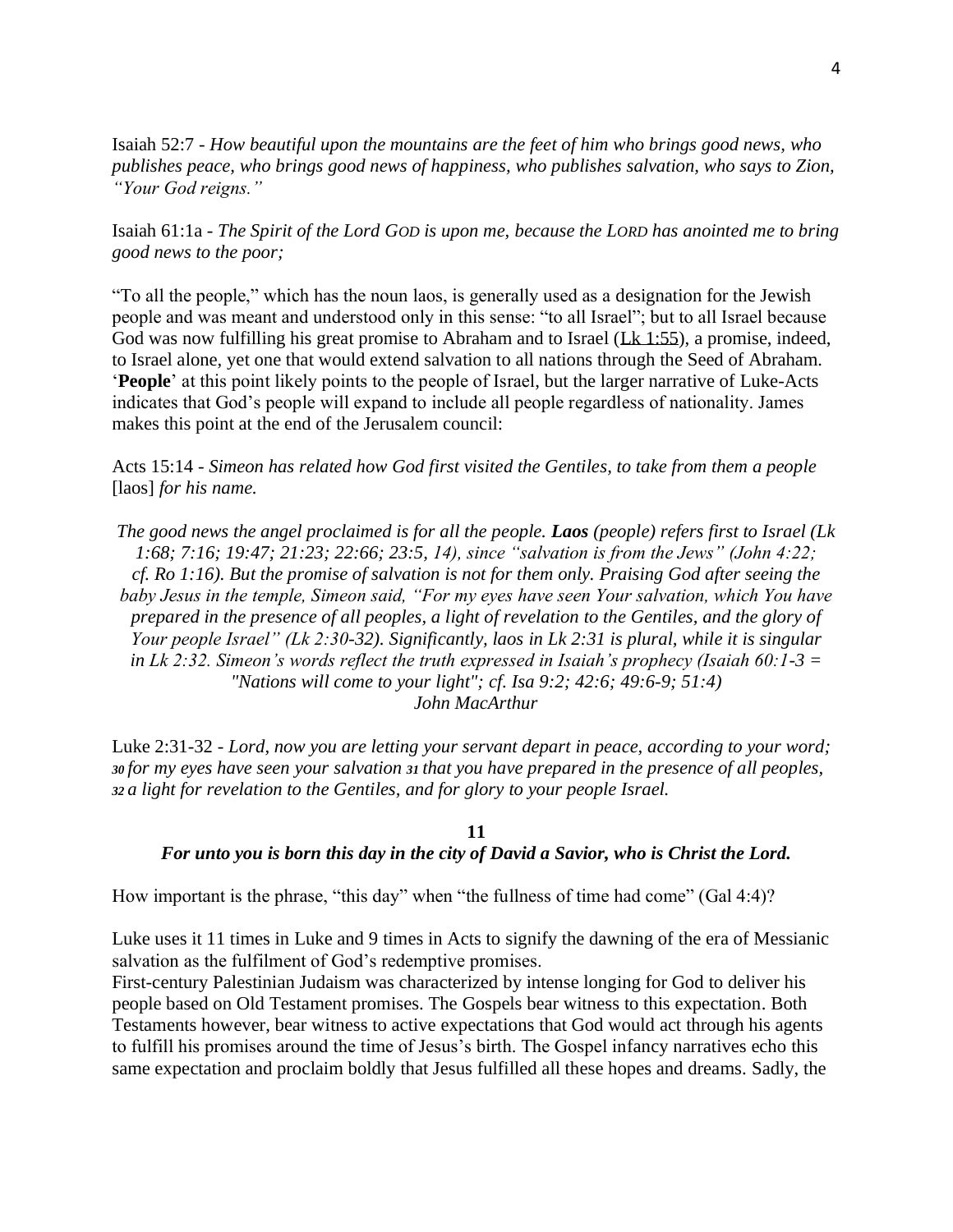Isaiah 52:7 - *How beautiful upon the mountains are the feet of him who brings good news, who publishes peace, who brings good news of happiness, who publishes salvation, who says to Zion, "Your God reigns."*

Isaiah 61:1a - *The Spirit of the Lord GOD is upon me, because the LORD has anointed me to bring good news to the poor;*

"To all the people," which has the noun laos, is generally used as a designation for the Jewish people and was meant and understood only in this sense: "to all Israel"; but to all Israel because God was now fulfilling his great promise to Abraham and to Israel (Lk 1:55), a promise, indeed, to Israel alone, yet one that would extend salvation to all nations through the Seed of Abraham. '**People**' at this point likely points to the people of Israel, but the larger narrative of Luke-Acts indicates that God's people will expand to include all people regardless of nationality. James makes this point at the end of the Jerusalem council:

Acts 15:14 - *Simeon has related how God first visited the Gentiles, to take from them a people* [laos] *for his name.*

*The good news the angel proclaimed is for all the people. **Laos** (people) refers first to Israel (Lk 1:68; 7:16; 19:47; 21:23; 22:66; 23:5, 14), since "salvation is from the Jews" (John 4:22; cf. Ro 1:16). But the promise of salvation is not for them only. Praising God after seeing the baby Jesus in the temple, Simeon said, "For my eyes have seen Your salvation, which You have prepared in the presence of all peoples, a light of revelation to the Gentiles, and the glory of Your people Israel" (Lk 2:30-32). Significantly, laos in Lk 2:31 is plural, while it is singular in Lk 2:32. Simeon's words reflect the truth expressed in Isaiah's prophecy (Isaiah 60:1-3 = "Nations will come to your light"; cf. Isa 9:2; 42:6; 49:6-9; 51:4)*
*John MacArthur*

Luke 2:31-32 - *Lord, now you are letting your servant depart in peace, according to your word; 30 for my eyes have seen your salvation 31 that you have prepared in the presence of all peoples, 32 a light for revelation to the Gentiles, and for glory to your people Israel.*

**11**
***For unto you is born this day in the city of David a Savior, who is Christ the Lord.***

How important is the phrase, "this day" when "the fullness of time had come" (Gal 4:4)?

Luke uses it 11 times in Luke and 9 times in Acts to signify the dawning of the era of Messianic salvation as the fulfilment of God's redemptive promises.
First-century Palestinian Judaism was characterized by intense longing for God to deliver his people based on Old Testament promises. The Gospels bear witness to this expectation. Both Testaments however, bear witness to active expectations that God would act through his agents to fulfill his promises around the time of Jesus's birth. The Gospel infancy narratives echo this same expectation and proclaim boldly that Jesus fulfilled all these hopes and dreams. Sadly, the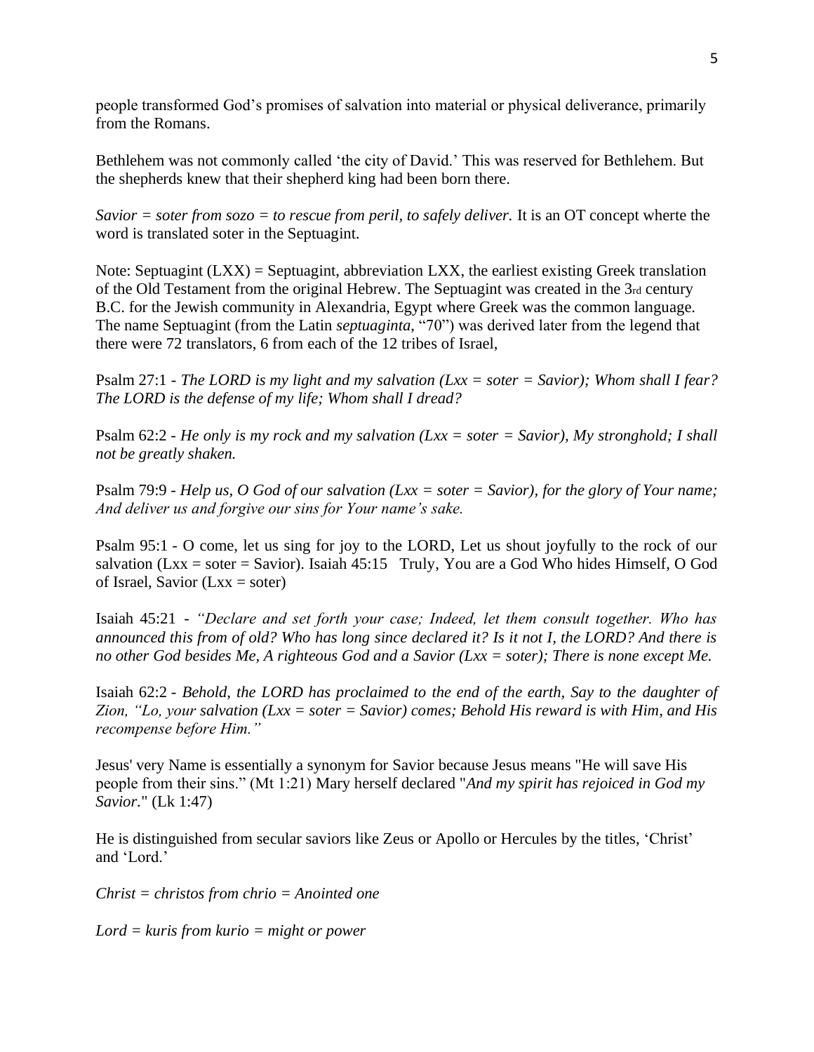people transformed God's promises of salvation into material or physical deliverance, primarily from the Romans.

Bethlehem was not commonly called 'the city of David.' This was reserved for Bethlehem. But the shepherds knew that their shepherd king had been born there.

*Savior = soter from sozo = to rescue from peril, to safely deliver.* It is an OT concept wherte the word is translated soter in the Septuagint.

Note: Septuagint (LXX) = Septuagint, abbreviation LXX, the earliest existing Greek translation of the Old Testament from the original Hebrew. The Septuagint was created in the 3rd century B.C. for the Jewish community in Alexandria, Egypt where Greek was the common language. The name Septuagint (from the Latin *septuaginta*, "70") was derived later from the legend that there were 72 translators, 6 from each of the 12 tribes of Israel,

Psalm 27:1 - *The LORD is my light and my salvation (Lxx = soter = Savior); Whom shall I fear? The LORD is the defense of my life; Whom shall I dread?*

Psalm 62:2 - *He only is my rock and my salvation (Lxx = soter = Savior), My stronghold; I shall not be greatly shaken.*

Psalm 79:9 - *Help us, O God of our salvation (Lxx = soter = Savior), for the glory of Your name; And deliver us and forgive our sins for Your name's sake.*

Psalm 95:1 - O come, let us sing for joy to the LORD, Let us shout joyfully to the rock of our salvation (Lxx = soter = Savior). Isaiah 45:15 Truly, You are a God Who hides Himself, O God of Israel, Savior (Lxx = soter)

Isaiah 45:21 - *"Declare and set forth your case; Indeed, let them consult together. Who has announced this from of old? Who has long since declared it? Is it not I, the LORD? And there is no other God besides Me, A righteous God and a Savior (Lxx = soter); There is none except Me.*

Isaiah 62:2 - *Behold, the LORD has proclaimed to the end of the earth, Say to the daughter of Zion, "Lo, your salvation (Lxx = soter = Savior) comes; Behold His reward is with Him, and His recompense before Him."*

Jesus' very Name is essentially a synonym for Savior because Jesus means "He will save His people from their sins." (Mt 1:21) Mary herself declared "*And my spirit has rejoiced in God my Savior.*" (Lk 1:47)

He is distinguished from secular saviors like Zeus or Apollo or Hercules by the titles, 'Christ' and 'Lord.'

*Christ = christos from chrio = Anointed one*

*Lord = kuris from kurio = might or power*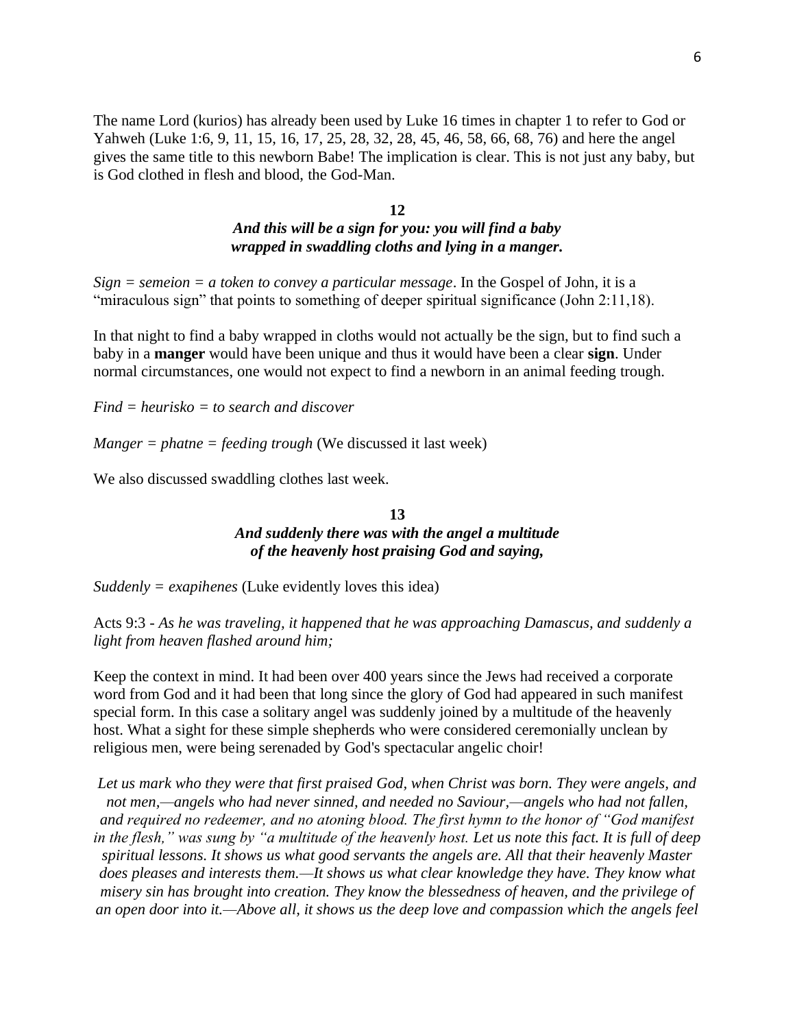The name Lord (kurios) has already been used by Luke 16 times in chapter 1 to refer to God or Yahweh (Luke 1:6, 9, 11, 15, 16, 17, 25, 28, 32, 28, 45, 46, 58, 66, 68, 76) and here the angel gives the same title to this newborn Babe! The implication is clear. This is not just any baby, but is God clothed in flesh and blood, the God-Man.

**12**

***And this will be a sign for you: you will find a baby wrapped in swaddling cloths and lying in a manger.***

*Sign = semeion = a token to convey a particular message*. In the Gospel of John, it is a "miraculous sign" that points to something of deeper spiritual significance (John 2:11,18).

In that night to find a baby wrapped in cloths would not actually be the sign, but to find such a baby in a **manger** would have been unique and thus it would have been a clear **sign**. Under normal circumstances, one would not expect to find a newborn in an animal feeding trough.

*Find = heurisko = to search and discover*

*Manger = phatne = feeding trough* (We discussed it last week)

We also discussed swaddling clothes last week.

**13**

***And suddenly there was with the angel a multitude of the heavenly host praising God and saying,***

*Suddenly = exapihenes* (Luke evidently loves this idea)

Acts 9:3 - *As he was traveling, it happened that he was approaching Damascus, and suddenly a light from heaven flashed around him;*

Keep the context in mind. It had been over 400 years since the Jews had received a corporate word from God and it had been that long since the glory of God had appeared in such manifest special form. In this case a solitary angel was suddenly joined by a multitude of the heavenly host. What a sight for these simple shepherds who were considered ceremonially unclean by religious men, were being serenaded by God's spectacular angelic choir!

*Let us mark who they were that first praised God, when Christ was born. They were angels, and not men,—angels who had never sinned, and needed no Saviour,—angels who had not fallen, and required no redeemer, and no atoning blood. The first hymn to the honor of "God manifest in the flesh," was sung by "a multitude of the heavenly host. Let us note this fact. It is full of deep spiritual lessons. It shows us what good servants the angels are. All that their heavenly Master does pleases and interests them.—It shows us what clear knowledge they have. They know what misery sin has brought into creation. They know the blessedness of heaven, and the privilege of an open door into it.—Above all, it shows us the deep love and compassion which the angels feel*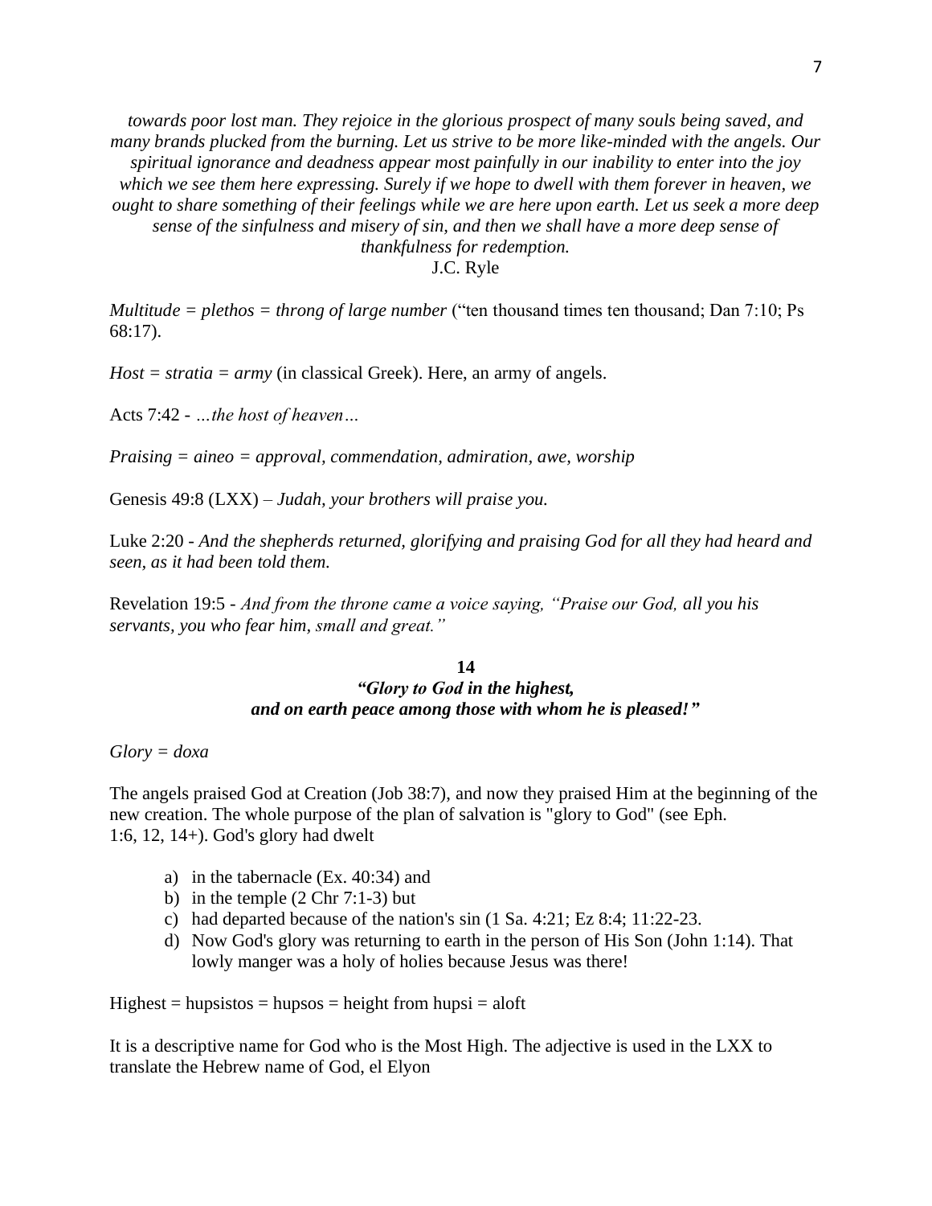*towards poor lost man. They rejoice in the glorious prospect of many souls being saved, and many brands plucked from the burning. Let us strive to be more like-minded with the angels. Our spiritual ignorance and deadness appear most painfully in our inability to enter into the joy which we see them here expressing. Surely if we hope to dwell with them forever in heaven, we ought to share something of their feelings while we are here upon earth. Let us seek a more deep sense of the sinfulness and misery of sin, and then we shall have a more deep sense of thankfulness for redemption.*
J.C. Ryle

*Multitude = plethos = throng of large number* ("ten thousand times ten thousand; Dan 7:10; Ps 68:17).

*Host = stratia = army* (in classical Greek). Here, an army of angels.

Acts 7:42 - *…the host of heaven…*

*Praising = aineo = approval, commendation, admiration, awe, worship*

Genesis 49:8 (LXX) – *Judah, your brothers will praise you.*

Luke 2:20 - *And the shepherds returned, glorifying and praising God for all they had heard and seen, as it had been told them.*

Revelation 19:5 - *And from the throne came a voice saying, "Praise our God, all you his servants, you who fear him, small and great."*

**14**
***"Glory to God in the highest, and on earth peace among those with whom he is pleased!"***

*Glory = doxa*

The angels praised God at Creation (Job 38:7), and now they praised Him at the beginning of the new creation. The whole purpose of the plan of salvation is "glory to God" (see Eph. 1:6, 12, 14+). God's glory had dwelt

a) in the tabernacle (Ex. 40:34) and
b) in the temple (2 Chr 7:1-3) but
c) had departed because of the nation's sin (1 Sa. 4:21; Ez 8:4; 11:22-23.
d) Now God's glory was returning to earth in the person of His Son (John 1:14). That lowly manger was a holy of holies because Jesus was there!

Highest = hupsistos = hupsos = height from hupsi = aloft

It is a descriptive name for God who is the Most High. The adjective is used in the LXX to translate the Hebrew name of God, el Elyon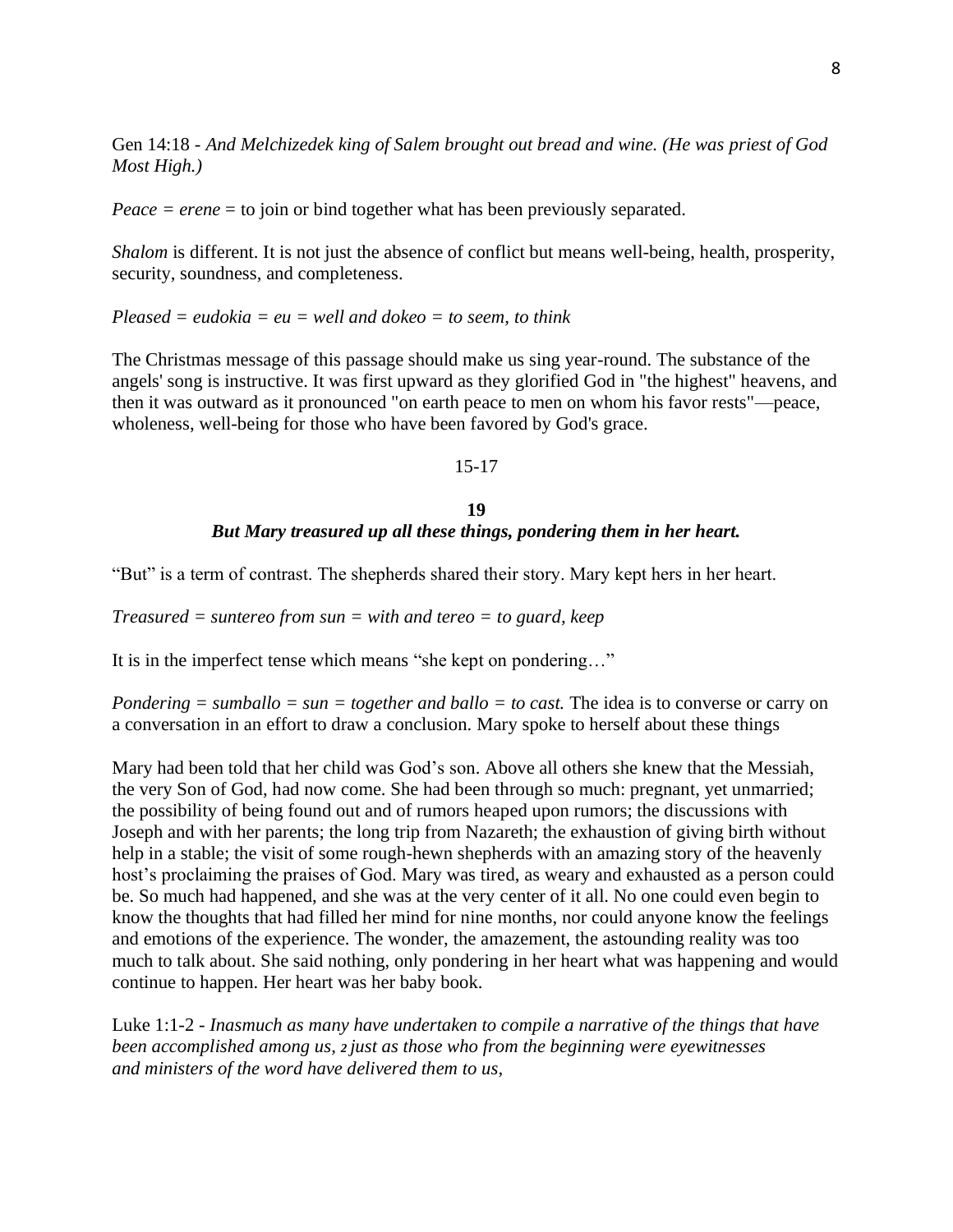Gen 14:18 - *And Melchizedek king of Salem brought out bread and wine. (He was priest of God Most High.)*

*Peace = erene* = to join or bind together what has been previously separated.

*Shalom* is different. It is not just the absence of conflict but means well-being, health, prosperity, security, soundness, and completeness.

*Pleased = eudokia = eu = well and dokeo = to seem, to think*

The Christmas message of this passage should make us sing year-round. The substance of the angels' song is instructive. It was first upward as they glorified God in "the highest" heavens, and then it was outward as it pronounced "on earth peace to men on whom his favor rests"—peace, wholeness, well-being for those who have been favored by God's grace.

15-17

**19**

***But Mary treasured up all these things, pondering them in her heart.***

"But" is a term of contrast. The shepherds shared their story. Mary kept hers in her heart.

*Treasured = suntereo from sun = with and tereo = to guard, keep*

It is in the imperfect tense which means "she kept on pondering…"

*Pondering = sumballo = sun = together and ballo = to cast.* The idea is to converse or carry on a conversation in an effort to draw a conclusion. Mary spoke to herself about these things

Mary had been told that her child was God's son. Above all others she knew that the Messiah, the very Son of God, had now come. She had been through so much: pregnant, yet unmarried; the possibility of being found out and of rumors heaped upon rumors; the discussions with Joseph and with her parents; the long trip from Nazareth; the exhaustion of giving birth without help in a stable; the visit of some rough-hewn shepherds with an amazing story of the heavenly host's proclaiming the praises of God. Mary was tired, as weary and exhausted as a person could be. So much had happened, and she was at the very center of it all. No one could even begin to know the thoughts that had filled her mind for nine months, nor could anyone know the feelings and emotions of the experience. The wonder, the amazement, the astounding reality was too much to talk about. She said nothing, only pondering in her heart what was happening and would continue to happen. Her heart was her baby book.

Luke 1:1-2 - *Inasmuch as many have undertaken to compile a narrative of the things that have been accomplished among us, 2 just as those who from the beginning were eyewitnesses and ministers of the word have delivered them to us,*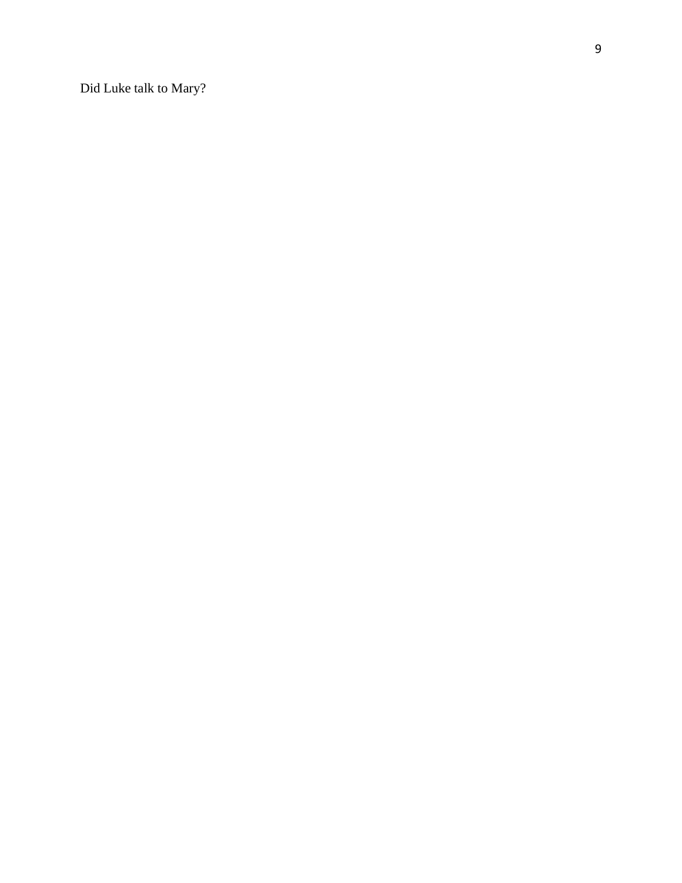Did Luke talk to Mary?